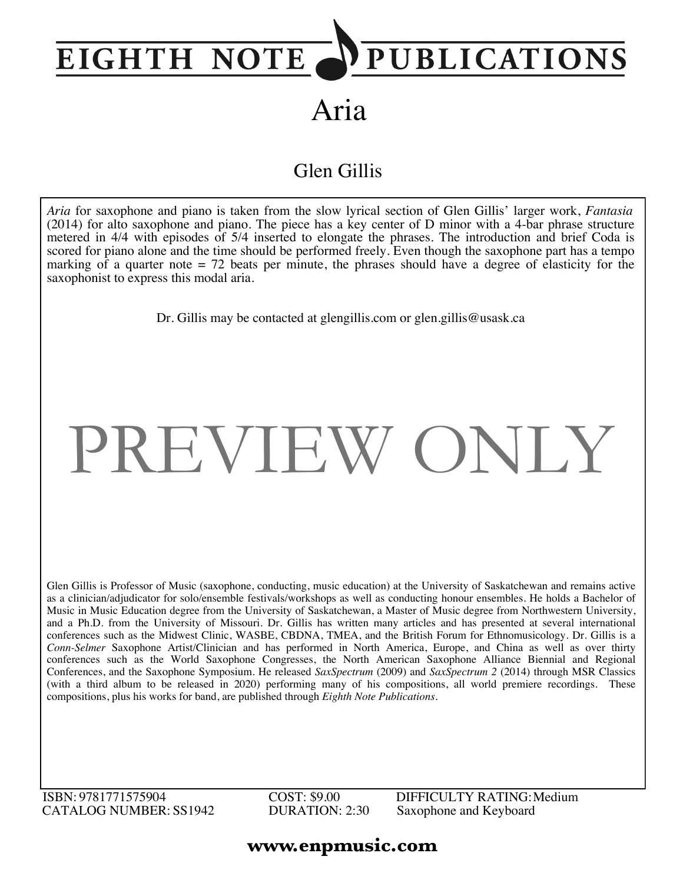# EIGHTH NOTE PUBLICATIONS

## Aria

### Glen Gillis

*Aria* for saxophone and piano is taken from the slow lyrical section of Glen Gillis' larger work, *Fantasia* (2014) for alto saxophone and piano. The piece has a key center of D minor with a 4-bar phrase structure metered in 4/4 with episodes of 5/4 inserted to elongate the phrases. The introduction and brief Coda is scored for piano alone and the time should be performed freely. Even though the saxophone part has a tempo marking of a quarter note = 72 beats per minute, the phrases should have a degree of elasticity for the saxophonist to express this modal aria.

Dr. Gillis may be contacted at glengillis.com or glen.gillis@usask.ca

PREVIEW ONLY

Glen Gillis is Professor of Music (saxophone, conducting, music education) at the University of Saskatchewan and remains active as a clinician/adjudicator for solo/ensemble festivals/workshops as well as conducting honour ensembles. He holds a Bachelor of Music in Music Education degree from the University of Saskatchewan, a Master of Music degree from Northwestern University, and a Ph.D. from the University of Missouri. Dr. Gillis has written many articles and has presented at several international conferences such as the Midwest Clinic, WASBE, CBDNA, TMEA, and the British Forum for Ethnomusicology. Dr. Gillis is a *Conn-Selmer* Saxophone Artist/Clinician and has performed in North America, Europe, and China as well as over thirty conferences such as the World Saxophone Congresses, the North American Saxophone Alliance Biennial and Regional Conferences, and the Saxophone Symposium. He released *SaxSpectrum* (2009) and *SaxSpectrum 2* (2014) through MSR Classics (with a third album to be released in 2020) performing many of his compositions, all world premiere recordings. These compositions, plus his works for band, are published through *Eighth Note Publications*.

ISBN: 9781771575904
CATALOG NUMBER: SS1942

COST: $9.00
DURATION: 2:30

DIFFICULTY RATING: Medium
Saxophone and Keyboard

**www.enpmusic.com**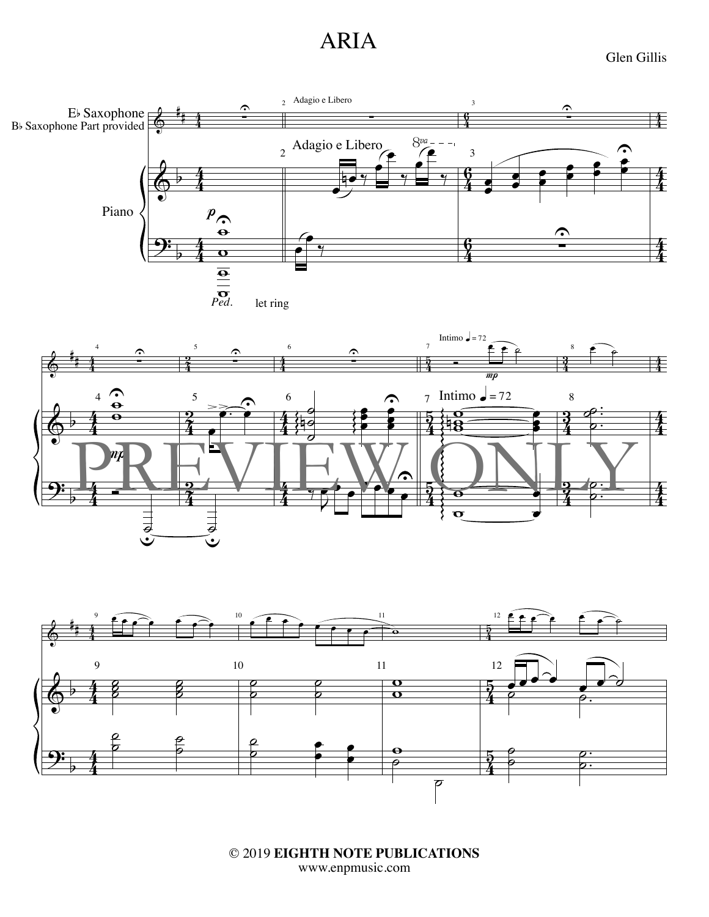# ARIA

Glen Gillis

© 2019 **EIGHTH NOTE PUBLICATIONS**
www.enpmusic.com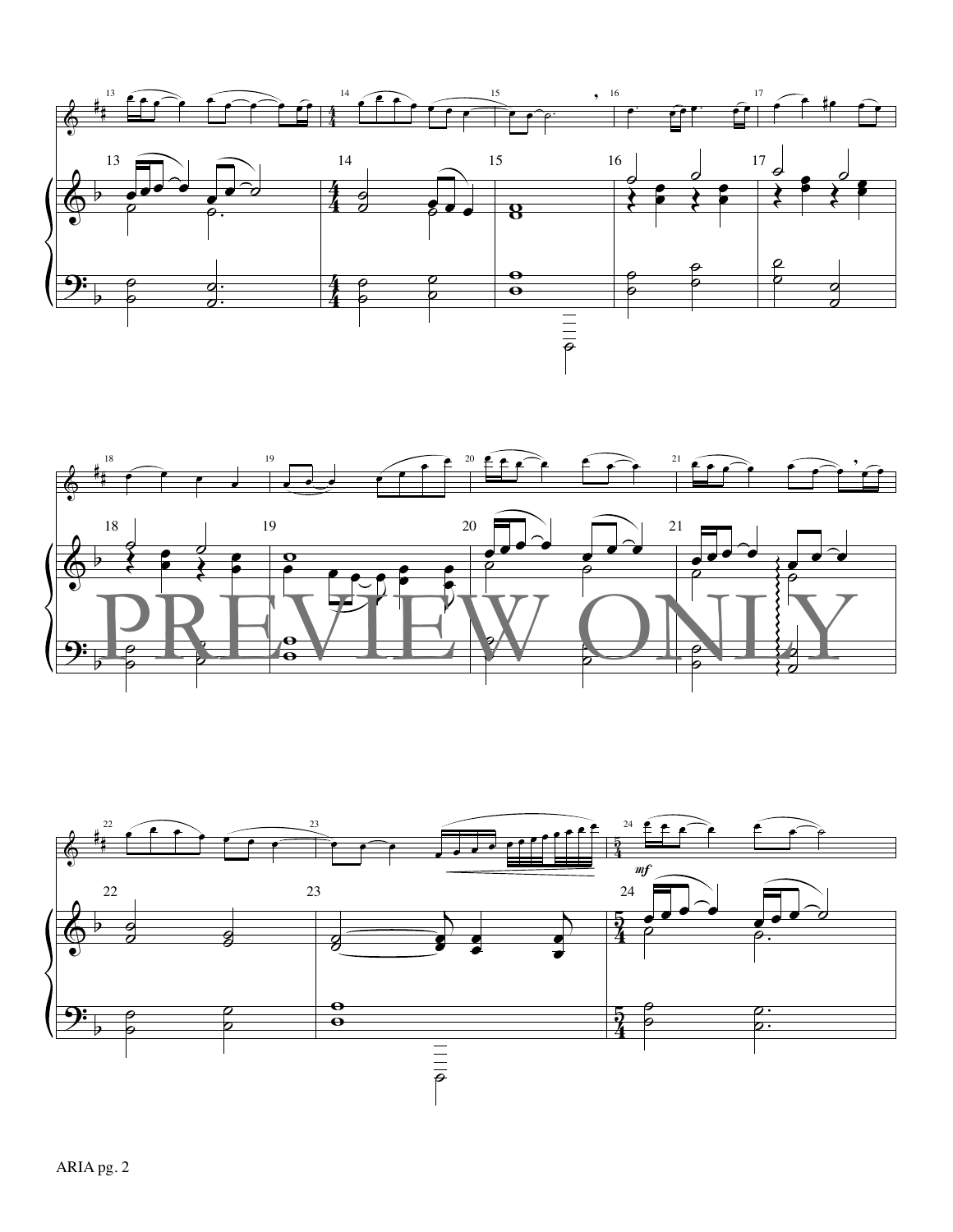PREVIEW ONLY

ARIA pg. 2